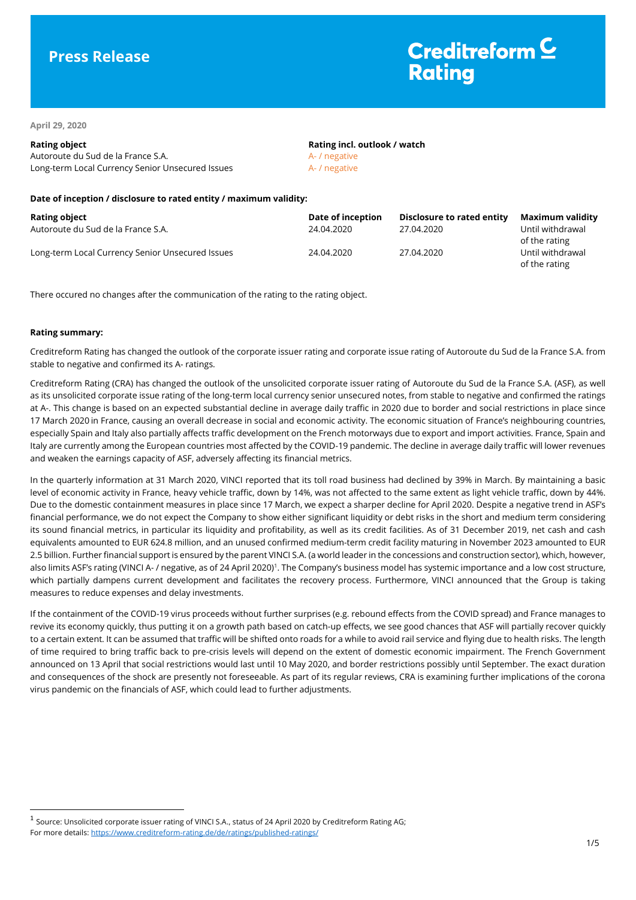# Press Release

Creditreform Rating

April 29, 2020

| Rating object | Rating incl. outlook / watch |
|---|---|
| Autoroute du Sud de la France S.A. | A- / negative |
| Long-term Local Currency Senior Unsecured Issues | A- / negative |

**Date of inception / disclosure to rated entity / maximum validity:**

| Rating object | Date of inception | Disclosure to rated entity | Maximum validity |
|---|---|---|---|
| Autoroute du Sud de la France S.A. | 24.04.2020 | 27.04.2020 | Until withdrawal of the rating |
| Long-term Local Currency Senior Unsecured Issues | 24.04.2020 | 27.04.2020 | Until withdrawal of the rating |

There occured no changes after the communication of the rating to the rating object.

**Rating summary:**

Creditreform Rating has changed the outlook of the corporate issuer rating and corporate issue rating of Autoroute du Sud de la France S.A. from stable to negative and confirmed its A- ratings.

Creditreform Rating (CRA) has changed the outlook of the unsolicited corporate issuer rating of Autoroute du Sud de la France S.A. (ASF), as well as its unsolicited corporate issue rating of the long-term local currency senior unsecured notes, from stable to negative and confirmed the ratings at A-. This change is based on an expected substantial decline in average daily traffic in 2020 due to border and social restrictions in place since 17 March 2020 in France, causing an overall decrease in social and economic activity. The economic situation of France's neighbouring countries, especially Spain and Italy also partially affects traffic development on the French motorways due to export and import activities. France, Spain and Italy are currently among the European countries most affected by the COVID-19 pandemic. The decline in average daily traffic will lower revenues and weaken the earnings capacity of ASF, adversely affecting its financial metrics.

In the quarterly information at 31 March 2020, VINCI reported that its toll road business had declined by 39% in March. By maintaining a basic level of economic activity in France, heavy vehicle traffic, down by 14%, was not affected to the same extent as light vehicle traffic, down by 44%. Due to the domestic containment measures in place since 17 March, we expect a sharper decline for April 2020. Despite a negative trend in ASF's financial performance, we do not expect the Company to show either significant liquidity or debt risks in the short and medium term considering its sound financial metrics, in particular its liquidity and profitability, as well as its credit facilities. As of 31 December 2019, net cash and cash equivalents amounted to EUR 624.8 million, and an unused confirmed medium-term credit facility maturing in November 2023 amounted to EUR 2.5 billion. Further financial support is ensured by the parent VINCI S.A. (a world leader in the concessions and construction sector), which, however, also limits ASF's rating (VINCI A- / negative, as of 24 April 2020)[1]. The Company's business model has systemic importance and a low cost structure, which partially dampens current development and facilitates the recovery process. Furthermore, VINCI announced that the Group is taking measures to reduce expenses and delay investments.

If the containment of the COVID-19 virus proceeds without further surprises (e.g. rebound effects from the COVID spread) and France manages to revive its economy quickly, thus putting it on a growth path based on catch-up effects, we see good chances that ASF will partially recover quickly to a certain extent. It can be assumed that traffic will be shifted onto roads for a while to avoid rail service and flying due to health risks. The length of time required to bring traffic back to pre-crisis levels will depend on the extent of domestic economic impairment. The French Government announced on 13 April that social restrictions would last until 10 May 2020, and border restrictions possibly until September. The exact duration and consequences of the shock are presently not foreseeable. As part of its regular reviews, CRA is examining further implications of the corona virus pandemic on the financials of ASF, which could lead to further adjustments.

[1] Source: Unsolicited corporate issuer rating of VINCI S.A., status of 24 April 2020 by Creditreform Rating AG; For more details: https://www.creditreform-rating.de/de/ratings/published-ratings/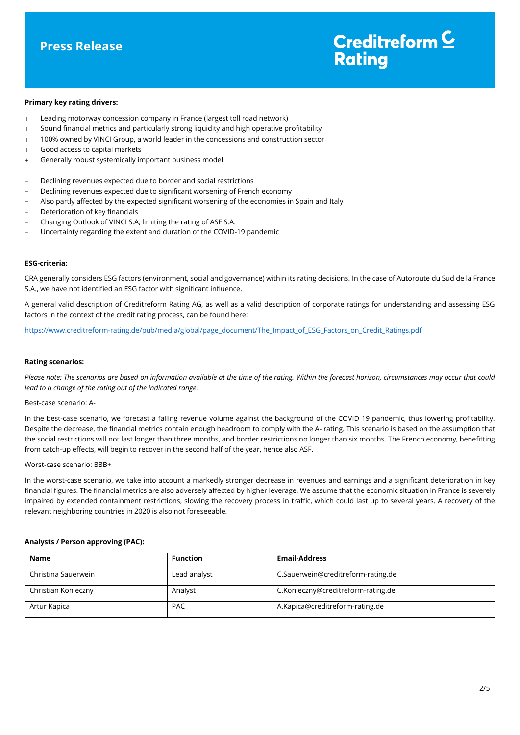**Primary key rating drivers:**

- + Leading motorway concession company in France (largest toll road network)
- + Sound financial metrics and particularly strong liquidity and high operative profitability
- + 100% owned by VINCI Group, a world leader in the concessions and construction sector
- + Good access to capital markets
- + Generally robust systemically important business model

- – Declining revenues expected due to border and social restrictions
- – Declining revenues expected due to significant worsening of French economy
- – Also partly affected by the expected significant worsening of the economies in Spain and Italy
- – Deterioration of key financials
- – Changing Outlook of VINCI S.A, limiting the rating of ASF S.A.
- – Uncertainty regarding the extent and duration of the COVID-19 pandemic

**ESG-criteria:**

CRA generally considers ESG factors (environment, social and governance) within its rating decisions. In the case of Autoroute du Sud de la France S.A., we have not identified an ESG factor with significant influence.

A general valid description of Creditreform Rating AG, as well as a valid description of corporate ratings for understanding and assessing ESG factors in the context of the credit rating process, can be found here:

https://www.creditreform-rating.de/pub/media/global/page_document/The_Impact_of_ESG_Factors_on_Credit_Ratings.pdf

**Rating scenarios:**

*Please note: The scenarios are based on information available at the time of the rating. Within the forecast horizon, circumstances may occur that could lead to a change of the rating out of the indicated range.*

Best-case scenario: A-

In the best-case scenario, we forecast a falling revenue volume against the background of the COVID 19 pandemic, thus lowering profitability. Despite the decrease, the financial metrics contain enough headroom to comply with the A- rating. This scenario is based on the assumption that the social restrictions will not last longer than three months, and border restrictions no longer than six months. The French economy, benefitting from catch-up effects, will begin to recover in the second half of the year, hence also ASF.

Worst-case scenario: BBB+

In the worst-case scenario, we take into account a markedly stronger decrease in revenues and earnings and a significant deterioration in key financial figures. The financial metrics are also adversely affected by higher leverage. We assume that the economic situation in France is severely impaired by extended containment restrictions, slowing the recovery process in traffic, which could last up to several years. A recovery of the relevant neighboring countries in 2020 is also not foreseeable.

**Analysts / Person approving (PAC):**

| Name | Function | Email-Address |
|---|---|---|
| Christina Sauerwein | Lead analyst | C.Sauerwein@creditreform-rating.de |
| Christian Konieczny | Analyst | C.Konieczny@creditreform-rating.de |
| Artur Kapica | PAC | A.Kapica@creditreform-rating.de |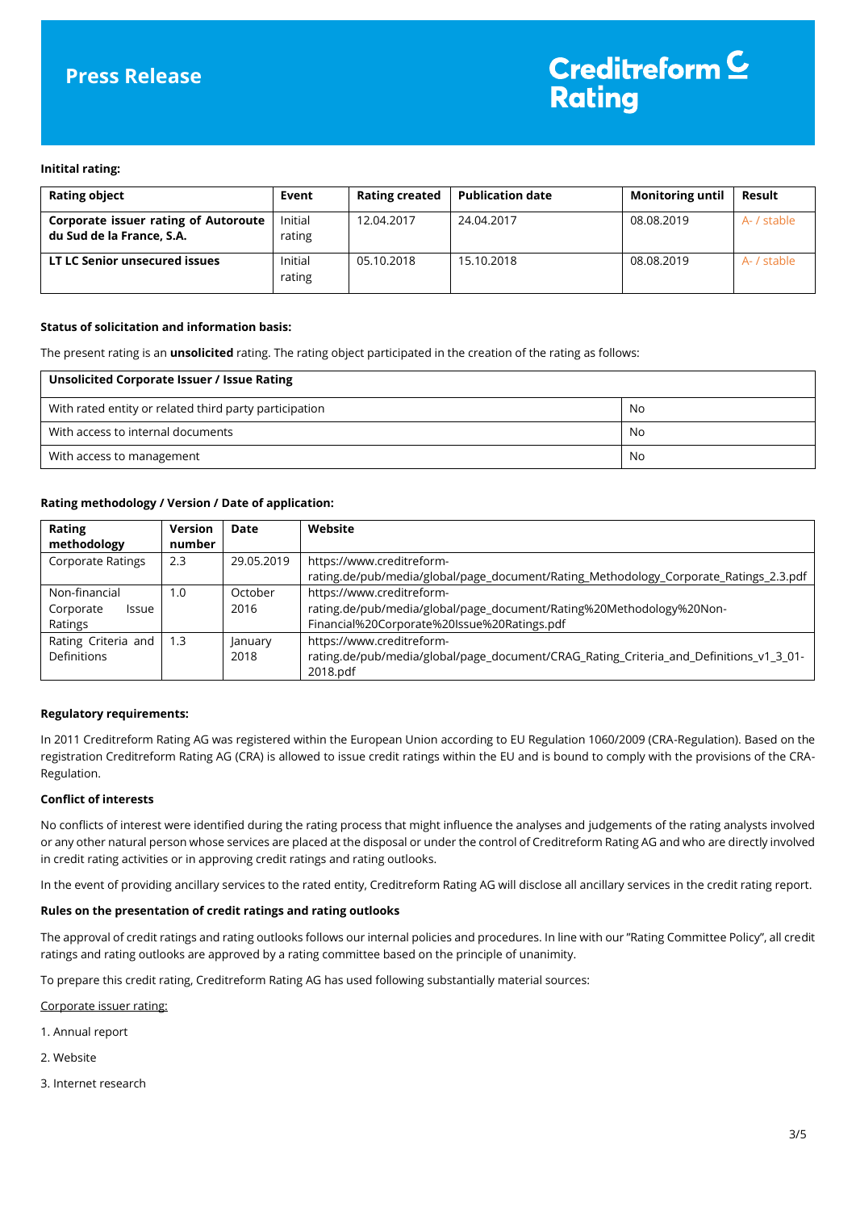**Press Release**

**Creditreform Rating**

**Initital rating:**

| Rating object | Event | Rating created | Publication date | Monitoring until | Result |
|---|---|---|---|---|---|
| **Corporate issuer rating of Autoroute du Sud de la France, S.A.** | Initial rating | 12.04.2017 | 24.04.2017 | 08.08.2019 | A- / stable |
| **LT LC Senior unsecured issues** | Initial rating | 05.10.2018 | 15.10.2018 | 08.08.2019 | A- / stable |

**Status of solicitation and information basis:**

The present rating is an **unsolicited** rating. The rating object participated in the creation of the rating as follows:

| Unsolicited Corporate Issuer / Issue Rating | |
|---|---|
| With rated entity or related third party participation | No |
| With access to internal documents | No |
| With access to management | No |

**Rating methodology / Version / Date of application:**

| Rating methodology | Version number | Date | Website |
|---|---|---|---|
| Corporate Ratings | 2.3 | 29.05.2019 | https://www.creditreform-rating.de/pub/media/global/page_document/Rating_Methodology_Corporate_Ratings_2.3.pdf |
| Non-financial Corporate Issue Ratings | 1.0 | October 2016 | https://www.creditreform-rating.de/pub/media/global/page_document/Rating%20Methodology%20Non-Financial%20Corporate%20Issue%20Ratings.pdf |
| Rating Criteria and Definitions | 1.3 | January 2018 | https://www.creditreform-rating.de/pub/media/global/page_document/CRAG_Rating_Criteria_and_Definitions_v1_3_01-2018.pdf |

**Regulatory requirements:**

In 2011 Creditreform Rating AG was registered within the European Union according to EU Regulation 1060/2009 (CRA-Regulation). Based on the registration Creditreform Rating AG (CRA) is allowed to issue credit ratings within the EU and is bound to comply with the provisions of the CRA-Regulation.

**Conflict of interests**

No conflicts of interest were identified during the rating process that might influence the analyses and judgements of the rating analysts involved or any other natural person whose services are placed at the disposal or under the control of Creditreform Rating AG and who are directly involved in credit rating activities or in approving credit ratings and rating outlooks.

In the event of providing ancillary services to the rated entity, Creditreform Rating AG will disclose all ancillary services in the credit rating report.

**Rules on the presentation of credit ratings and rating outlooks**

The approval of credit ratings and rating outlooks follows our internal policies and procedures. In line with our "Rating Committee Policy", all credit ratings and rating outlooks are approved by a rating committee based on the principle of unanimity.

To prepare this credit rating, Creditreform Rating AG has used following substantially material sources:

Corporate issuer rating:

1. Annual report

2. Website

3. Internet research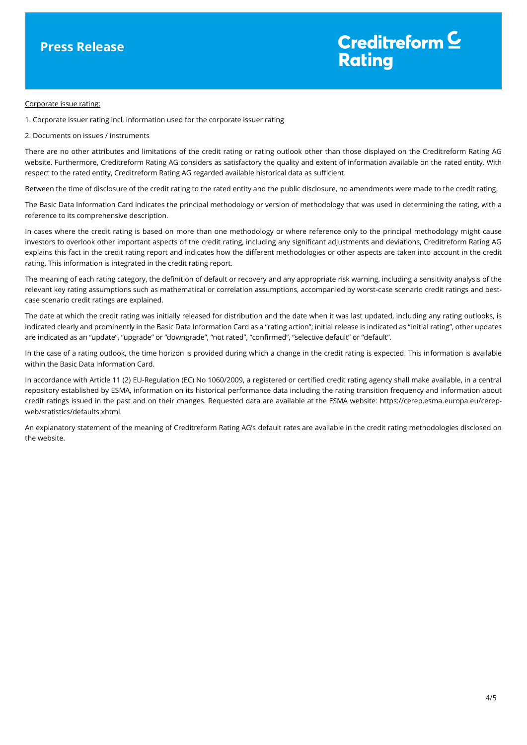<u>Corporate issue rating:</u>

1. Corporate issuer rating incl. information used for the corporate issuer rating

2. Documents on issues / instruments

There are no other attributes and limitations of the credit rating or rating outlook other than those displayed on the Creditreform Rating AG website. Furthermore, Creditreform Rating AG considers as satisfactory the quality and extent of information available on the rated entity. With respect to the rated entity, Creditreform Rating AG regarded available historical data as sufficient.

Between the time of disclosure of the credit rating to the rated entity and the public disclosure, no amendments were made to the credit rating.

The Basic Data Information Card indicates the principal methodology or version of methodology that was used in determining the rating, with a reference to its comprehensive description.

In cases where the credit rating is based on more than one methodology or where reference only to the principal methodology might cause investors to overlook other important aspects of the credit rating, including any significant adjustments and deviations, Creditreform Rating AG explains this fact in the credit rating report and indicates how the different methodologies or other aspects are taken into account in the credit rating. This information is integrated in the credit rating report.

The meaning of each rating category, the definition of default or recovery and any appropriate risk warning, including a sensitivity analysis of the relevant key rating assumptions such as mathematical or correlation assumptions, accompanied by worst-case scenario credit ratings and best-case scenario credit ratings are explained.

The date at which the credit rating was initially released for distribution and the date when it was last updated, including any rating outlooks, is indicated clearly and prominently in the Basic Data Information Card as a "rating action"; initial release is indicated as "initial rating", other updates are indicated as an "update", "upgrade" or "downgrade", "not rated", "confirmed", "selective default" or "default".

In the case of a rating outlook, the time horizon is provided during which a change in the credit rating is expected. This information is available within the Basic Data Information Card.

In accordance with Article 11 (2) EU-Regulation (EC) No 1060/2009, a registered or certified credit rating agency shall make available, in a central repository established by ESMA, information on its historical performance data including the rating transition frequency and information about credit ratings issued in the past and on their changes. Requested data are available at the ESMA website: https://cerep.esma.europa.eu/cerep-web/statistics/defaults.xhtml.

An explanatory statement of the meaning of Creditreform Rating AG's default rates are available in the credit rating methodologies disclosed on the website.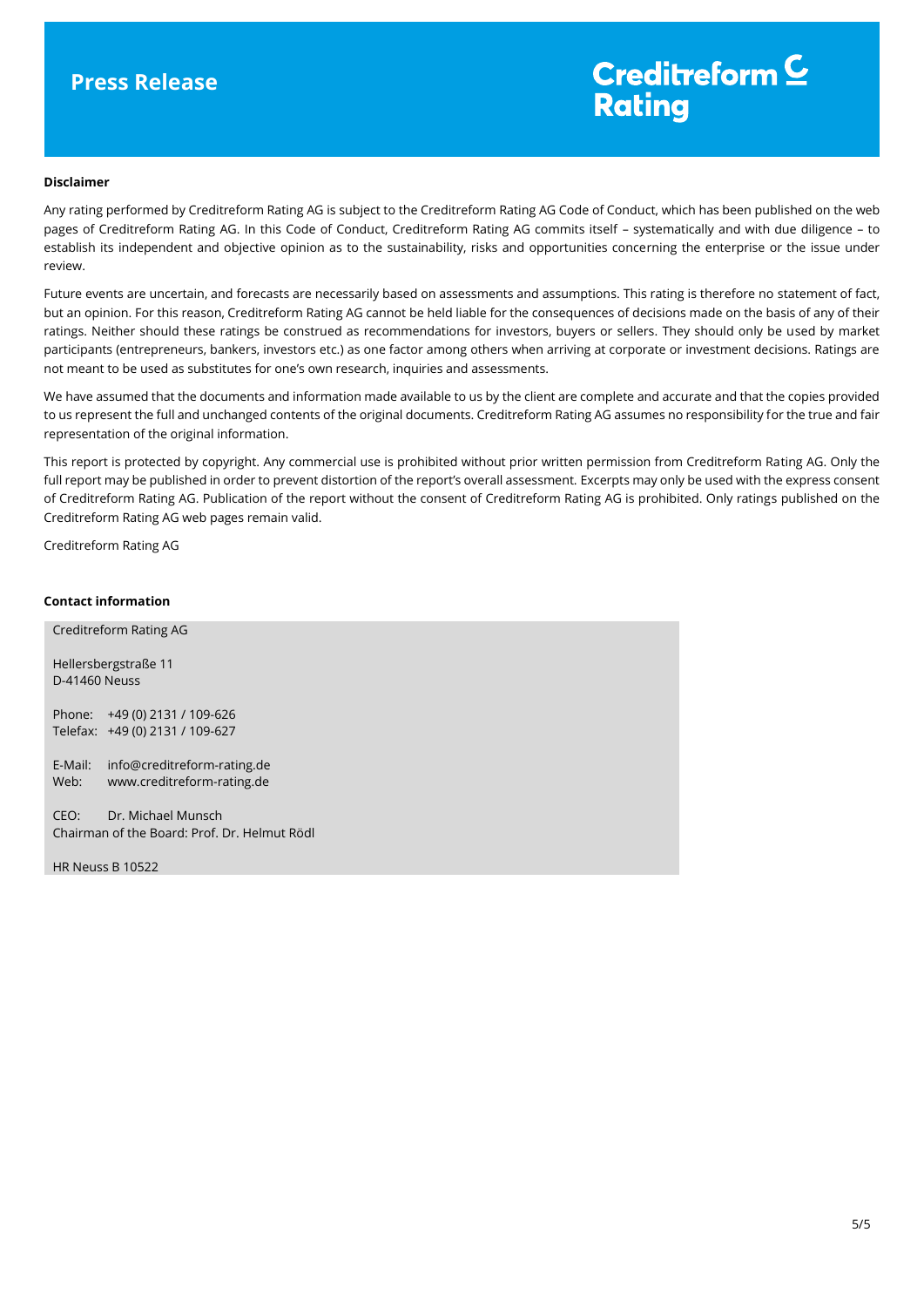**Disclaimer**

Any rating performed by Creditreform Rating AG is subject to the Creditreform Rating AG Code of Conduct, which has been published on the web pages of Creditreform Rating AG. In this Code of Conduct, Creditreform Rating AG commits itself – systematically and with due diligence – to establish its independent and objective opinion as to the sustainability, risks and opportunities concerning the enterprise or the issue under review.

Future events are uncertain, and forecasts are necessarily based on assessments and assumptions. This rating is therefore no statement of fact, but an opinion. For this reason, Creditreform Rating AG cannot be held liable for the consequences of decisions made on the basis of any of their ratings. Neither should these ratings be construed as recommendations for investors, buyers or sellers. They should only be used by market participants (entrepreneurs, bankers, investors etc.) as one factor among others when arriving at corporate or investment decisions. Ratings are not meant to be used as substitutes for one's own research, inquiries and assessments.

We have assumed that the documents and information made available to us by the client are complete and accurate and that the copies provided to us represent the full and unchanged contents of the original documents. Creditreform Rating AG assumes no responsibility for the true and fair representation of the original information.

This report is protected by copyright. Any commercial use is prohibited without prior written permission from Creditreform Rating AG. Only the full report may be published in order to prevent distortion of the report's overall assessment. Excerpts may only be used with the express consent of Creditreform Rating AG. Publication of the report without the consent of Creditreform Rating AG is prohibited. Only ratings published on the Creditreform Rating AG web pages remain valid.

Creditreform Rating AG

**Contact information**

Creditreform Rating AG

Hellersbergstraße 11
D-41460 Neuss

Phone: +49 (0) 2131 / 109-626
Telefax: +49 (0) 2131 / 109-627

E-Mail: info@creditreform-rating.de
Web: www.creditreform-rating.de

CEO: Dr. Michael Munsch
Chairman of the Board: Prof. Dr. Helmut Rödl

HR Neuss B 10522